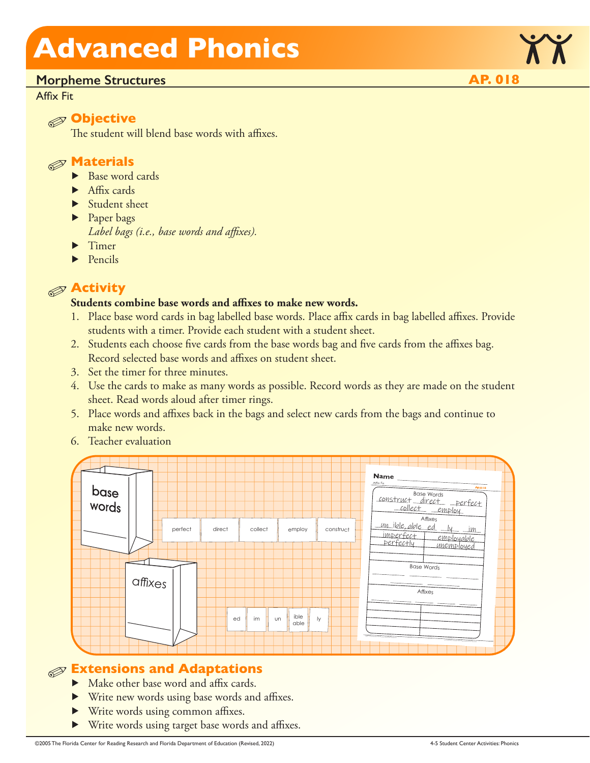# Advanced Phonics

## Morpheme Structures

**AP. 018**

Affix Fit

### Objective

The student will blend base words with affixes.

### Materials

- Base word cards
- Affix cards
- Student sheet
- Paper bags
  *Label bags (i.e., base words and affixes).*
- Timer
- Pencils

### Activity

**Students combine base words and affixes to make new words.**

1. Place base word cards in bag labelled base words. Place affix cards in bag labelled affixes. Provide students with a timer. Provide each student with a student sheet.
2. Students each choose five cards from the base words bag and five cards from the affixes bag. Record selected base words and affixes on student sheet.
3. Set the timer for three minutes.
4. Use the cards to make as many words as possible. Record words as they are made on the student sheet. Read words aloud after timer rings.
5. Place words and affixes back in the bags and select new cards from the bags and continue to make new words.
6. Teacher evaluation

### Extensions and Adaptations

- Make other base word and affix cards.
- Write new words using base words and affixes.
- Write words using common affixes.
- Write words using target base words and affixes.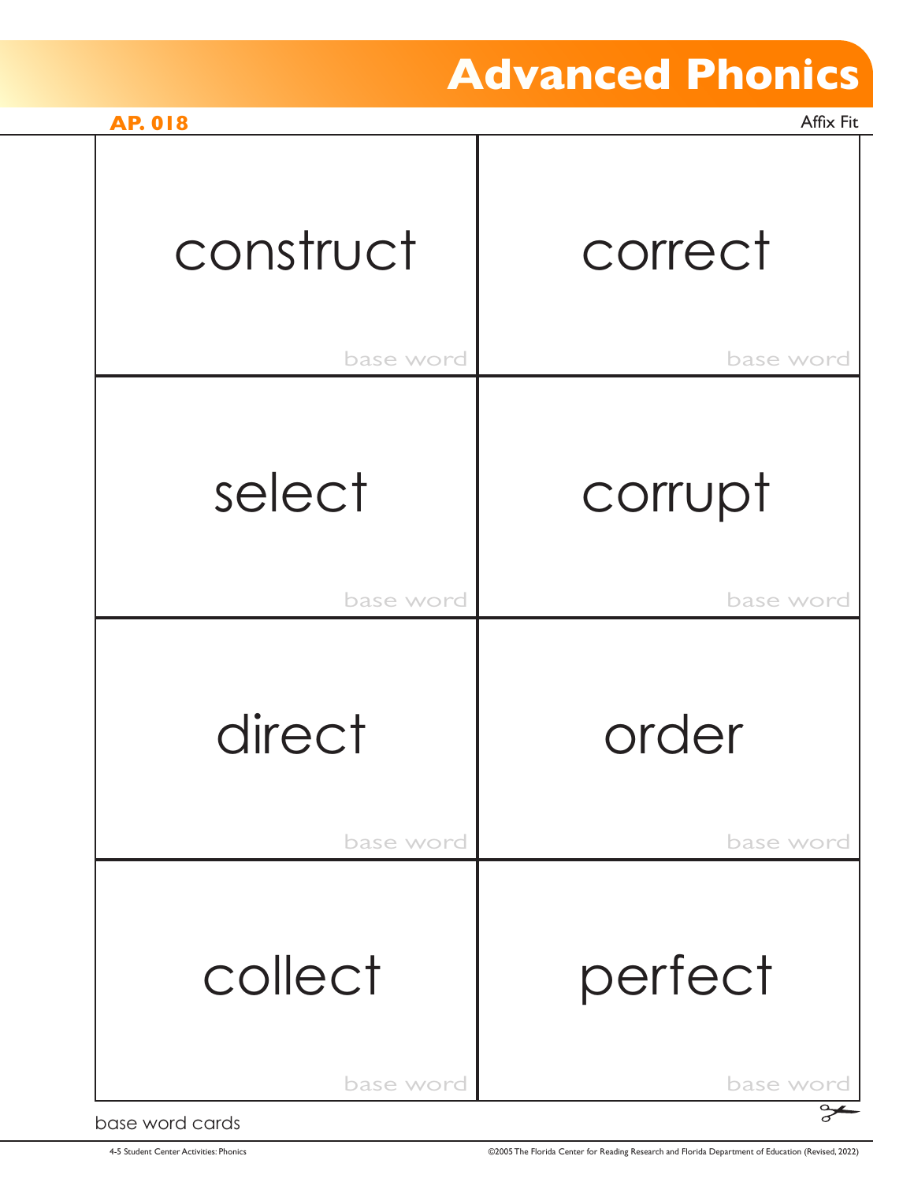# Advanced Phonics

**AP. 018**

Affix Fit

| | |
|---|---|
| construct<br>base word | correct<br>base word |
| select<br>base word | corrupt<br>base word |
| direct<br>base word | order<br>base word |
| collect<br>base word | perfect<br>base word |

base word cards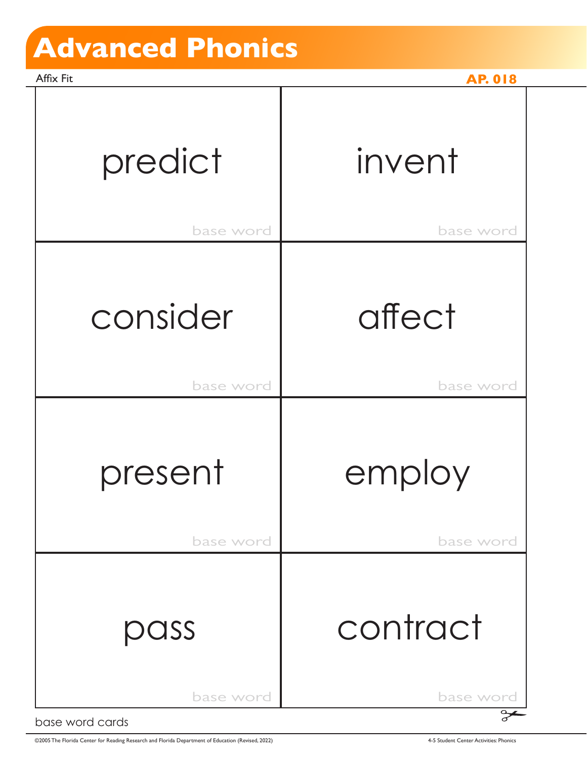# Advanced Phonics

Affix Fit

AP. 018

| | |
|---|---|
| predict<br>base word | invent<br>base word |
| consider<br>base word | affect<br>base word |
| present<br>base word | employ<br>base word |
| pass<br>base word | contract<br>base word |

base word cards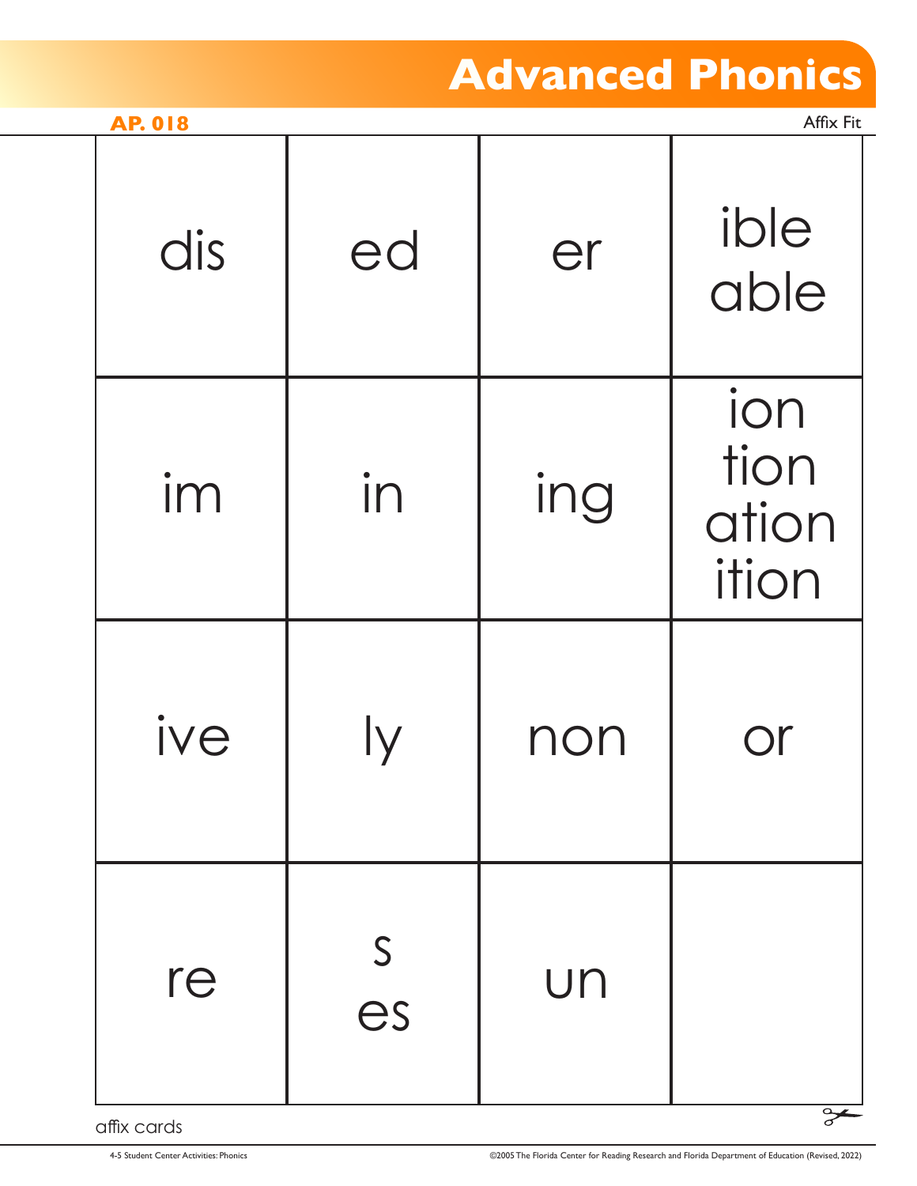# Advanced Phonics

**AP. 018**

Affix Fit

| dis | ed | er | ible<br>able |
|---|---|---|---|
| im | in | ing | ion<br>tion<br>ation<br>ition |
| ive | ly | non | or |
| re | s<br>es | un | |

affix cards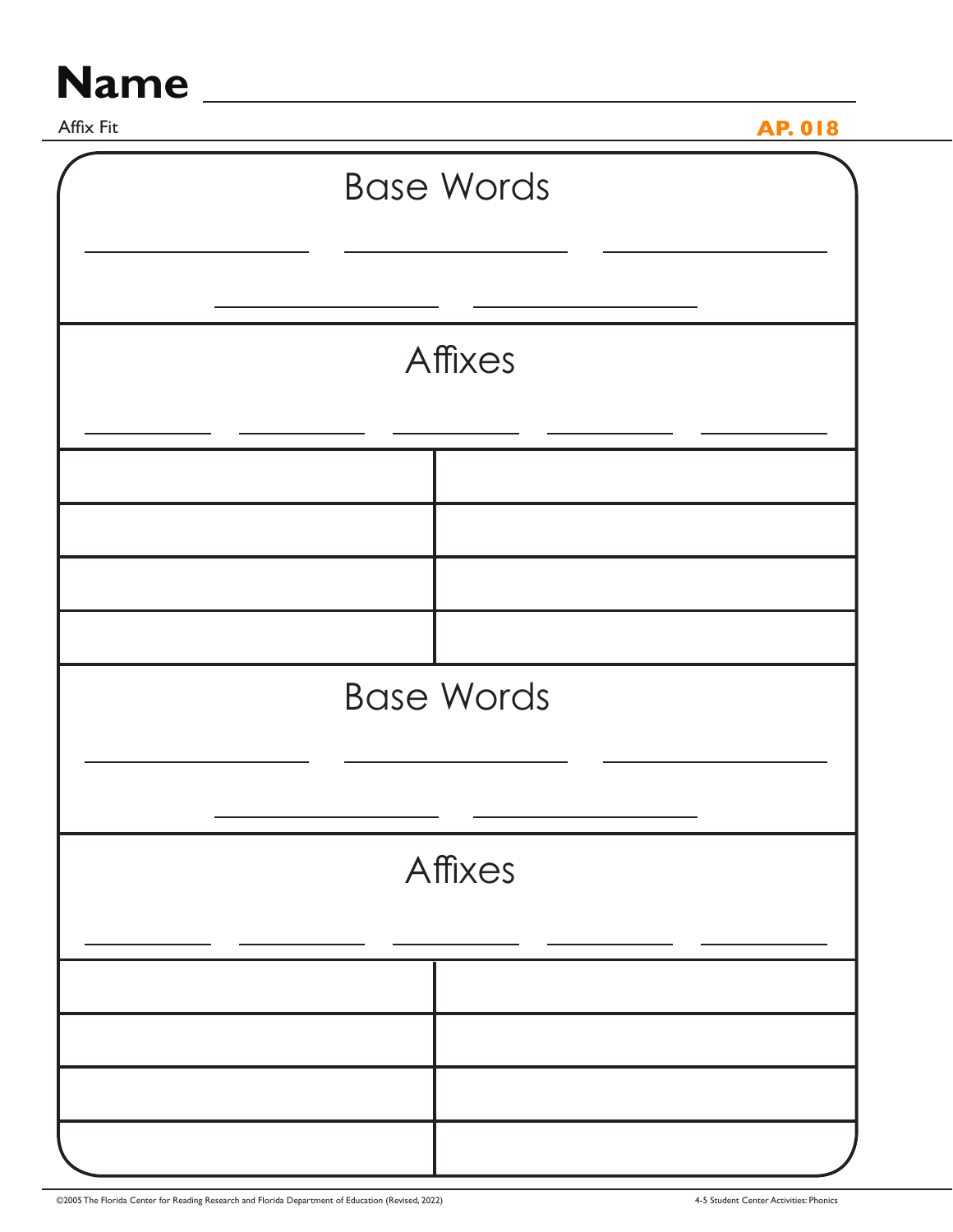# Name ______________________________

Affix Fit

AP. 018

## Base Words

________________ ________________ ________________

________________ ________________

## Affixes

__________ __________ __________ __________ __________

| | |
|---|---|
| | |
| | |
| | |
| | |

## Base Words

________________ ________________ ________________

________________ ________________

## Affixes

__________ __________ __________ __________ __________

| | |
|---|---|
| | |
| | |
| | |
| | |

©2005 The Florida Center for Reading Research and Florida Department of Education (Revised, 2022)

4-5 Student Center Activities: Phonics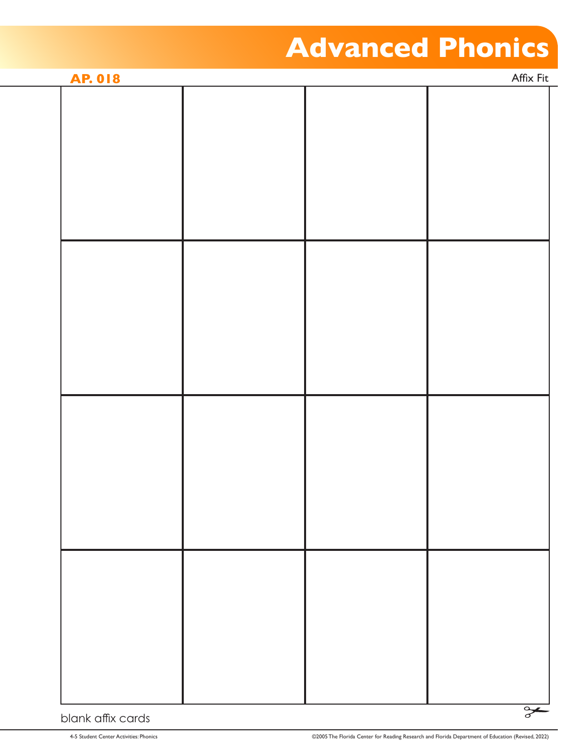AP. 018

Affix Fit

| | | | |
|---|---|---|---|
| | | | |
| | | | |
| | | | |
| | | | |

blank affix cards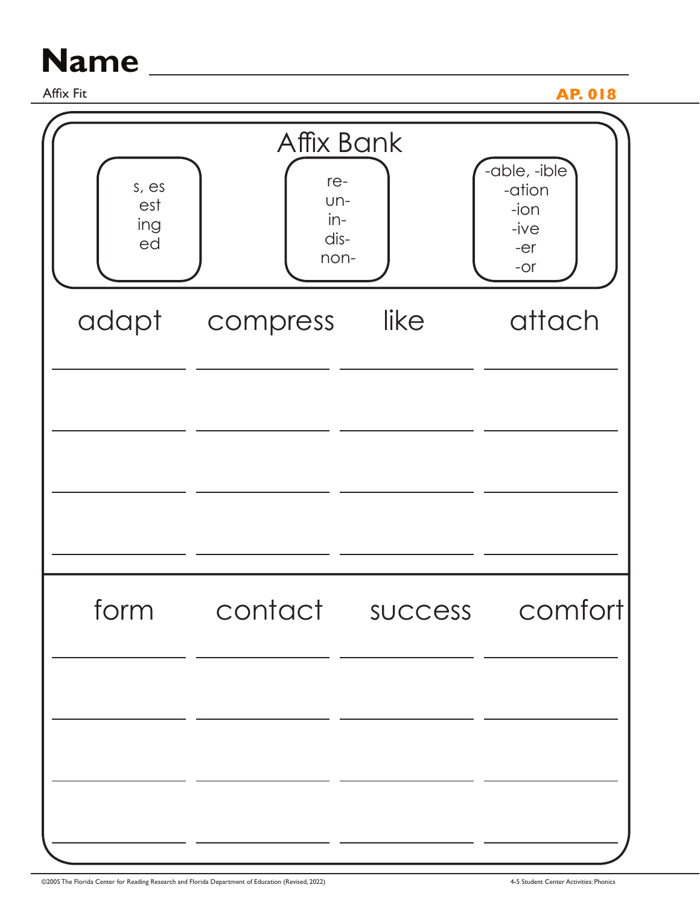# Name ______________________________

Affix Fit

AP. 018

## Affix Bank

| s, es<br>est<br>ing<br>ed | re-<br>un-<br>in-<br>dis-<br>non- | -able, -ible<br>-ation<br>-ion<br>-ive<br>-er<br>-or |
|---|---|---|

| adapt | compress | like | attach |
|---|---|---|---|
| ________ | ________ | ________ | ________ |
| ________ | ________ | ________ | ________ |
| ________ | ________ | ________ | ________ |
| ________ | ________ | ________ | ________ |

| form | contact | success | comfort |
|---|---|---|---|
| ________ | ________ | ________ | ________ |
| ________ | ________ | ________ | ________ |
| ________ | ________ | ________ | ________ |
| ________ | ________ | ________ | ________ |

©2005 The Florida Center for Reading Research and Florida Department of Education (Revised, 2022)

4-5 Student Center Activities: Phonics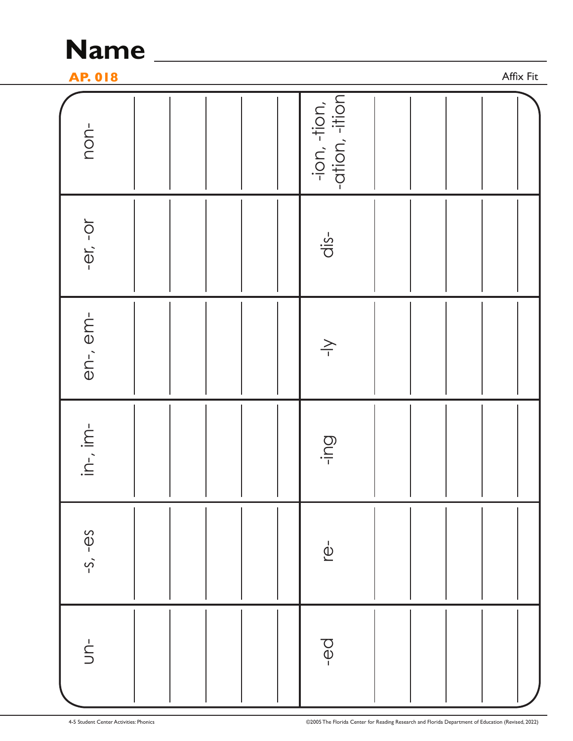# Name

**AP. 018**

Affix Fit

| un- | | | | |
|---|---|---|---|---|
| -s, -es | | | | |
| in-, im- | | | | |
| en-, em- | | | | |
| -er, -or | | | | |
| non- | | | | |
| -ed | | | | |
| re- | | | | |
| -ing | | | | |
| -ly | | | | |
| dis- | | | | |
| -ion, -tion, -ation, -ition | | | | |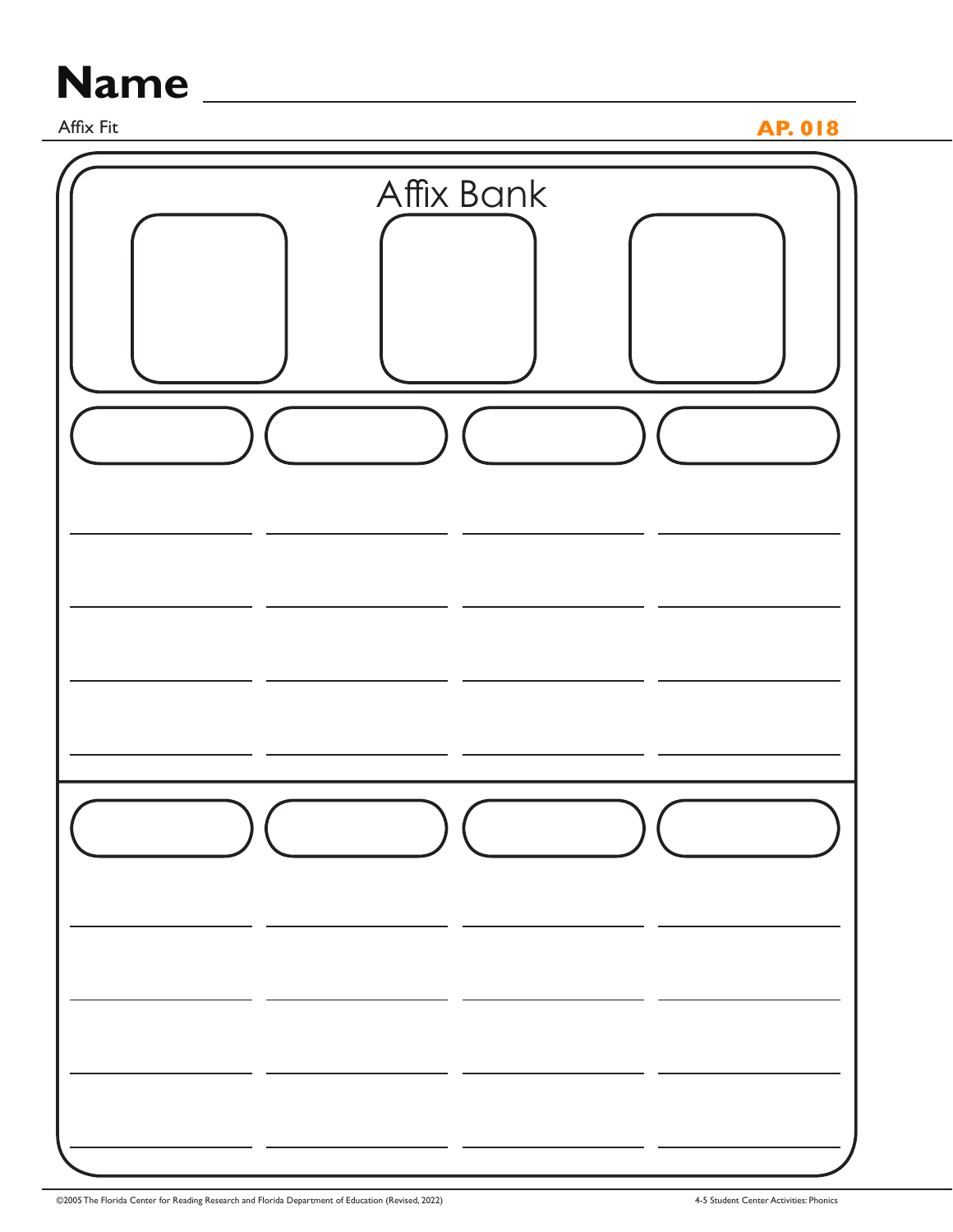# Name ______________________________

Affix Fit

**AP. 018**

Affix Bank